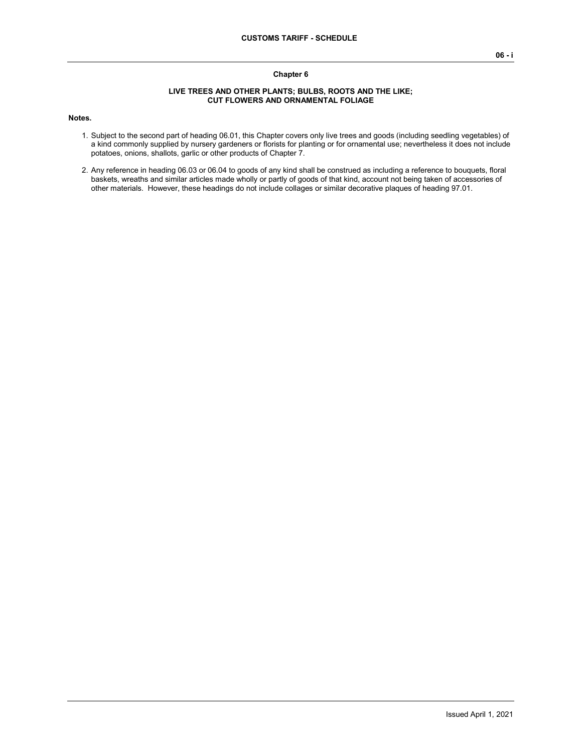# Chapter 6

## LIVE TREES AND OTHER PLANTS; BULBS, ROOTS AND THE LIKE; CUT FLOWERS AND ORNAMENTAL FOLIAGE

**Notes.**

1. Subject to the second part of heading 06.01, this Chapter covers only live trees and goods (including seedling vegetables) of a kind commonly supplied by nursery gardeners or florists for planting or for ornamental use; nevertheless it does not include potatoes, onions, shallots, garlic or other products of Chapter 7.

2. Any reference in heading 06.03 or 06.04 to goods of any kind shall be construed as including a reference to bouquets, floral baskets, wreaths and similar articles made wholly or partly of goods of that kind, account not being taken of accessories of other materials. However, these headings do not include collages or similar decorative plaques of heading 97.01.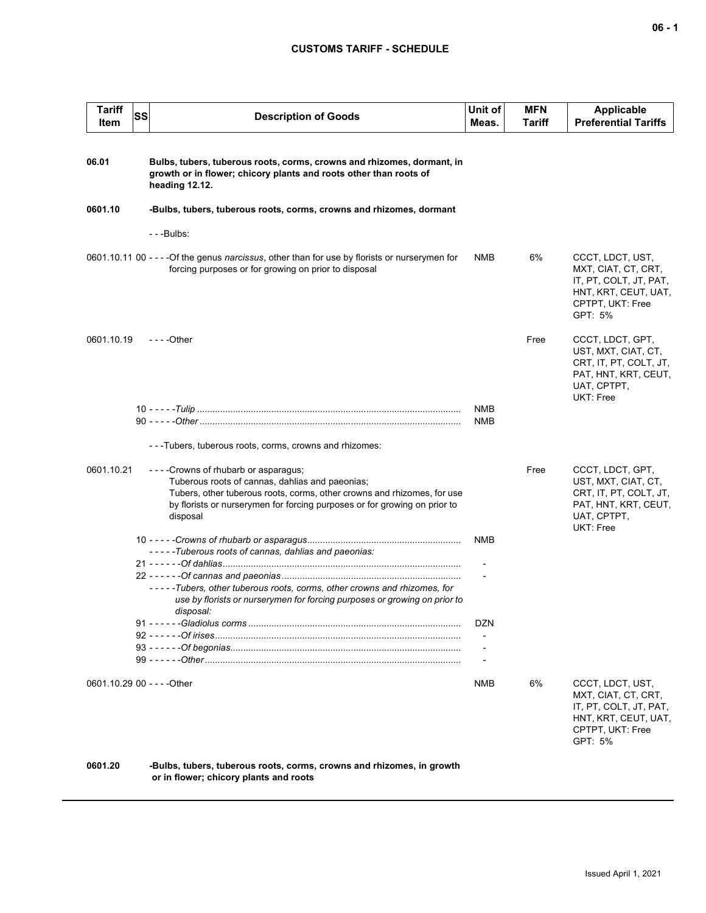# CUSTOMS TARIFF - SCHEDULE

| Tariff Item | SS | Description of Goods | Unit of Meas. | MFN Tariff | Applicable Preferential Tariffs |
|---|---|---|---|---|---|
| **06.01** | | **Bulbs, tubers, tuberous roots, corms, crowns and rhizomes, dormant, in growth or in flower; chicory plants and roots other than roots of heading 12.12.** | | | |
| **0601.10** | | **-Bulbs, tubers, tuberous roots, corms, crowns and rhizomes, dormant** | | | |
| | | ---Bulbs: | | | |
| 0601.10.11 | 00 | ----Of the genus *narcissus*, other than for use by florists or nurserymen for forcing purposes or for growing on prior to disposal | NMB | 6% | CCCT, LDCT, UST, MXT, CIAT, CT, CRT, IT, PT, COLT, JT, PAT, HNT, KRT, CEUT, UAT, CPTPT, UKT: Free GPT: 5% |
| 0601.10.19 | | ----Other | | Free | CCCT, LDCT, GPT, UST, MXT, CIAT, CT, CRT, IT, PT, COLT, JT, PAT, HNT, KRT, CEUT, UAT, CPTPT, UKT: Free |
| | 10 | -----*Tulip* | NMB | | |
| | 90 | -----*Other* | NMB | | |
| | | ---Tubers, tuberous roots, corms, crowns and rhizomes: | | | |
| 0601.10.21 | | ----Crowns of rhubarb or asparagus; Tuberous roots of cannas, dahlias and paeonias; Tubers, other tuberous roots, corms, other crowns and rhizomes, for use by florists or nurserymen for forcing purposes or for growing on prior to disposal | | Free | CCCT, LDCT, GPT, UST, MXT, CIAT, CT, CRT, IT, PT, COLT, JT, PAT, HNT, KRT, CEUT, UAT, CPTPT, UKT: Free |
| | 10 | -----*Crowns of rhubarb or asparagus* | NMB | | |
| | | -----*Tuberous roots of cannas, dahlias and paeonias:* | | | |
| | 21 | ------*Of dahlias* | - | | |
| | 22 | ------*Of cannas and paeonias* | - | | |
| | | -----*Tubers, other tuberous roots, corms, other crowns and rhizomes, for use by florists or nurserymen for forcing purposes or growing on prior to disposal:* | | | |
| | 91 | ------*Gladiolus corms* | DZN | | |
| | 92 | ------*Of irises* | - | | |
| | 93 | ------*Of begonias* | - | | |
| | 99 | ------*Other* | - | | |
| 0601.10.29 | 00 | ----Other | NMB | 6% | CCCT, LDCT, UST, MXT, CIAT, CT, CRT, IT, PT, COLT, JT, PAT, HNT, KRT, CEUT, UAT, CPTPT, UKT: Free GPT: 5% |
| **0601.20** | | **-Bulbs, tubers, tuberous roots, corms, crowns and rhizomes, in growth or in flower; chicory plants and roots** | | | |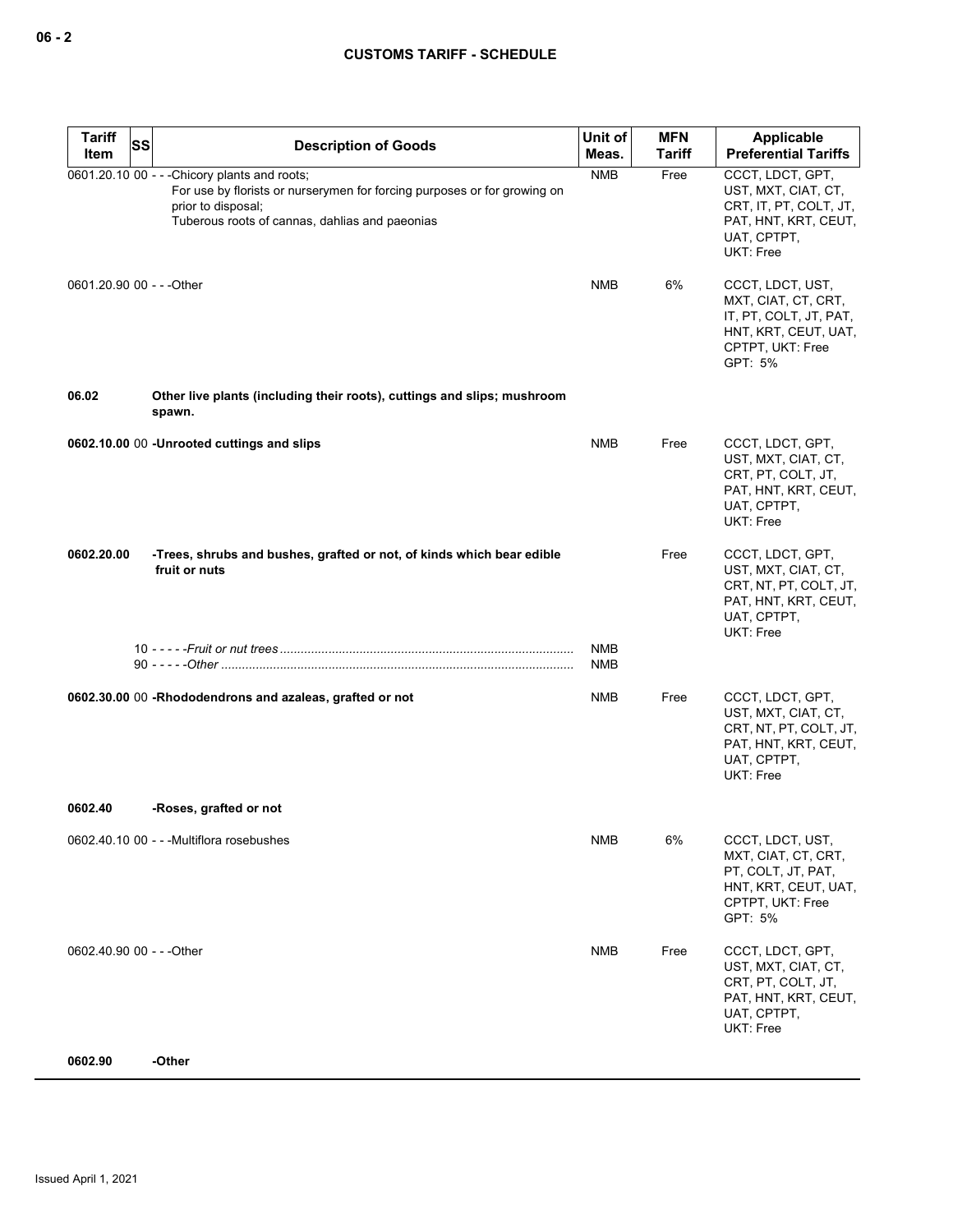| Tariff Item | SS | Description of Goods | Unit of Meas. | MFN Tariff | Applicable Preferential Tariffs |
|---|---|---|---|---|---|
| 0601.20.10 | 00 | - - -Chicory plants and roots;<br>For use by florists or nurserymen for forcing purposes or for growing on prior to disposal;<br>Tuberous roots of cannas, dahlias and paeonias | NMB | Free | CCCT, LDCT, GPT, UST, MXT, CIAT, CT, CRT, IT, PT, COLT, JT, PAT, HNT, KRT, CEUT, UAT, CPTPT, UKT: Free |
| 0601.20.90 | 00 | - - -Other | NMB | 6% | CCCT, LDCT, UST, MXT, CIAT, CT, CRT, IT, PT, COLT, JT, PAT, HNT, KRT, CEUT, UAT, CPTPT, UKT: Free<br>GPT: 5% |
| **06.02** | | **Other live plants (including their roots), cuttings and slips; mushroom spawn.** | | | |
| **0602.10.00** | 00 | **-Unrooted cuttings and slips** | NMB | Free | CCCT, LDCT, GPT, UST, MXT, CIAT, CT, CRT, PT, COLT, JT, PAT, HNT, KRT, CEUT, UAT, CPTPT, UKT: Free |
| **0602.20.00** | | **-Trees, shrubs and bushes, grafted or not, of kinds which bear edible fruit or nuts** | | Free | CCCT, LDCT, GPT, UST, MXT, CIAT, CT, CRT, NT, PT, COLT, JT, PAT, HNT, KRT, CEUT, UAT, CPTPT, UKT: Free |
| | 10 | - - - - -*Fruit or nut trees* | NMB | | |
| | 90 | - - - - -*Other* | NMB | | |
| **0602.30.00** | 00 | **-Rhododendrons and azaleas, grafted or not** | NMB | Free | CCCT, LDCT, GPT, UST, MXT, CIAT, CT, CRT, NT, PT, COLT, JT, PAT, HNT, KRT, CEUT, UAT, CPTPT, UKT: Free |
| **0602.40** | | **-Roses, grafted or not** | | | |
| 0602.40.10 | 00 | - - -Multiflora rosebushes | NMB | 6% | CCCT, LDCT, UST, MXT, CIAT, CT, CRT, PT, COLT, JT, PAT, HNT, KRT, CEUT, UAT, CPTPT, UKT: Free<br>GPT: 5% |
| 0602.40.90 | 00 | - - -Other | NMB | Free | CCCT, LDCT, GPT, UST, MXT, CIAT, CT, CRT, PT, COLT, JT, PAT, HNT, KRT, CEUT, UAT, CPTPT, UKT: Free |
| **0602.90** | | **-Other** | | | |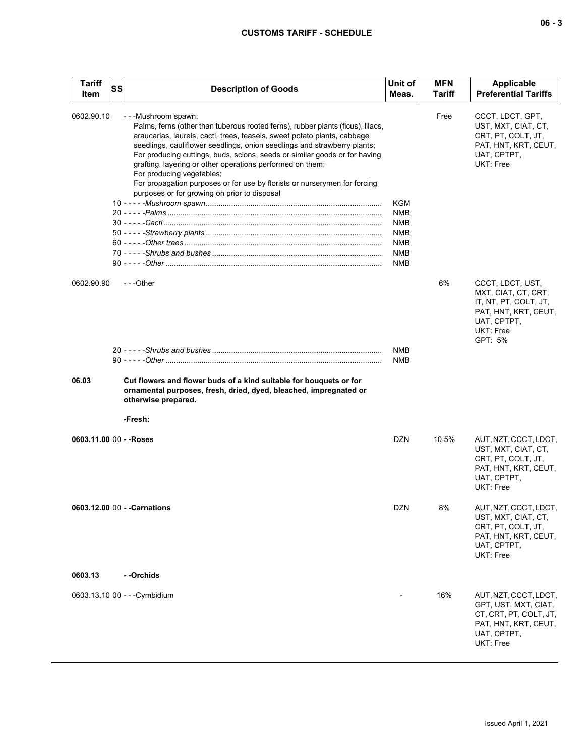| Tariff Item | SS | Description of Goods | Unit of Meas. | MFN Tariff | Applicable Preferential Tariffs |
|---|---|---|---|---|---|
| 0602.90.10 | | ---Mushroom spawn;<br>Palms, ferns (other than tuberous rooted ferns), rubber plants (ficus), lilacs, araucarias, laurels, cacti, trees, teasels, sweet potato plants, cabbage seedlings, cauliflower seedlings, onion seedlings and strawberry plants;<br>For producing cuttings, buds, scions, seeds or similar goods or for having grafting, layering or other operations performed on them;<br>For producing vegetables;<br>For propagation purposes or for use by florists or nurserymen for forcing purposes or for growing on prior to disposal | | Free | CCCT, LDCT, GPT, UST, MXT, CIAT, CT, CRT, PT, COLT, JT, PAT, HNT, KRT, CEUT, UAT, CPTPT, UKT: Free |
| | 10 | -----*Mushroom spawn* | KGM | | |
| | 20 | -----*Palms* | NMB | | |
| | 30 | -----*Cacti* | NMB | | |
| | 50 | -----*Strawberry plants* | NMB | | |
| | 60 | -----*Other trees* | NMB | | |
| | 70 | -----*Shrubs and bushes* | NMB | | |
| | 90 | -----*Other* | NMB | | |
| 0602.90.90 | | ---Other | | 6% | CCCT, LDCT, UST, MXT, CIAT, CT, CRT, IT, NT, PT, COLT, JT, PAT, HNT, KRT, CEUT, UAT, CPTPT, UKT: Free<br>GPT: 5% |
| | 20 | -----*Shrubs and bushes* | NMB | | |
| | 90 | -----*Other* | NMB | | |
| **06.03** | | **Cut flowers and flower buds of a kind suitable for bouquets or for ornamental purposes, fresh, dried, dyed, bleached, impregnated or otherwise prepared.** | | | |
| | | **-Fresh:** | | | |
| **0603.11.00** | 00 | **--Roses** | DZN | 10.5% | AUT, NZT, CCCT, LDCT, UST, MXT, CIAT, CT, CRT, PT, COLT, JT, PAT, HNT, KRT, CEUT, UAT, CPTPT, UKT: Free |
| **0603.12.00** | 00 | **--Carnations** | DZN | 8% | AUT, NZT, CCCT, LDCT, UST, MXT, CIAT, CT, CRT, PT, COLT, JT, PAT, HNT, KRT, CEUT, UAT, CPTPT, UKT: Free |
| **0603.13** | | **--Orchids** | | | |
| 0603.13.10 | 00 | ---Cymbidium | - | 16% | AUT, NZT, CCCT, LDCT, GPT, UST, MXT, CIAT, CT, CRT, PT, COLT, JT, PAT, HNT, KRT, CEUT, UAT, CPTPT, UKT: Free |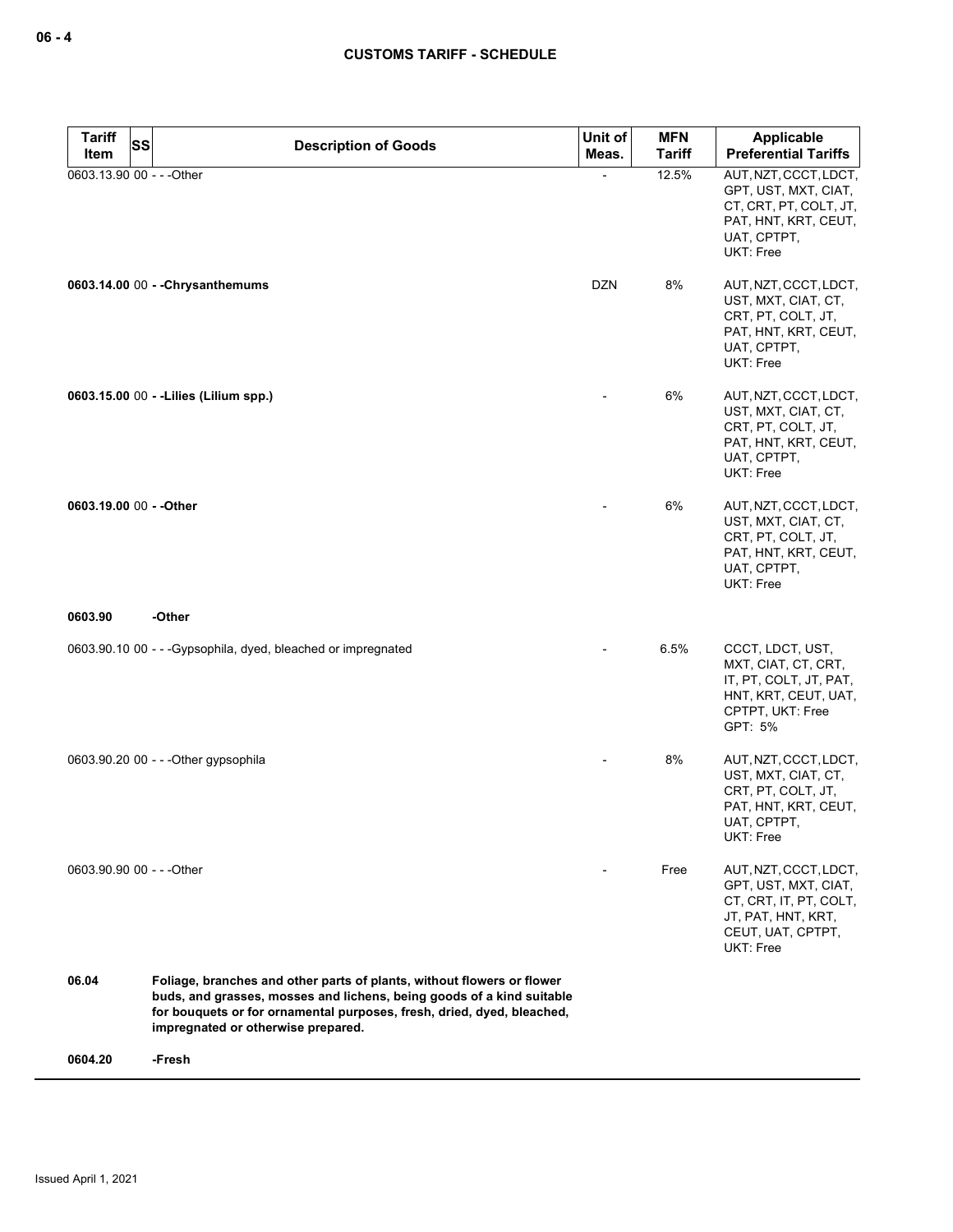| Tariff Item | SS | Description of Goods | Unit of Meas. | MFN Tariff | Applicable Preferential Tariffs |
|---|---|---|---|---|---|
| 0603.13.90 | 00 | - - -Other | - | 12.5% | AUT, NZT, CCCT, LDCT, GPT, UST, MXT, CIAT, CT, CRT, PT, COLT, JT, PAT, HNT, KRT, CEUT, UAT, CPTPT, UKT: Free |
| **0603.14.00** | 00 | **- -Chrysanthemums** | DZN | 8% | AUT, NZT, CCCT, LDCT, UST, MXT, CIAT, CT, CRT, PT, COLT, JT, PAT, HNT, KRT, CEUT, UAT, CPTPT, UKT: Free |
| **0603.15.00** | 00 | **- -Lilies (Lilium spp.)** | - | 6% | AUT, NZT, CCCT, LDCT, UST, MXT, CIAT, CT, CRT, PT, COLT, JT, PAT, HNT, KRT, CEUT, UAT, CPTPT, UKT: Free |
| **0603.19.00** | 00 | **- -Other** | - | 6% | AUT, NZT, CCCT, LDCT, UST, MXT, CIAT, CT, CRT, PT, COLT, JT, PAT, HNT, KRT, CEUT, UAT, CPTPT, UKT: Free |
| **0603.90** | | **-Other** | | | |
| 0603.90.10 | 00 | - - -Gypsophila, dyed, bleached or impregnated | - | 6.5% | CCCT, LDCT, UST, MXT, CIAT, CT, CRT, IT, PT, COLT, JT, PAT, HNT, KRT, CEUT, UAT, CPTPT, UKT: Free<br>GPT: 5% |
| 0603.90.20 | 00 | - - -Other gypsophila | - | 8% | AUT, NZT, CCCT, LDCT, UST, MXT, CIAT, CT, CRT, PT, COLT, JT, PAT, HNT, KRT, CEUT, UAT, CPTPT, UKT: Free |
| 0603.90.90 | 00 | - - -Other | - | Free | AUT, NZT, CCCT, LDCT, GPT, UST, MXT, CIAT, CT, CRT, IT, PT, COLT, JT, PAT, HNT, KRT, CEUT, UAT, CPTPT, UKT: Free |
| **06.04** | | **Foliage, branches and other parts of plants, without flowers or flower buds, and grasses, mosses and lichens, being goods of a kind suitable for bouquets or for ornamental purposes, fresh, dried, dyed, bleached, impregnated or otherwise prepared.** | | | |
| **0604.20** | | **-Fresh** | | | |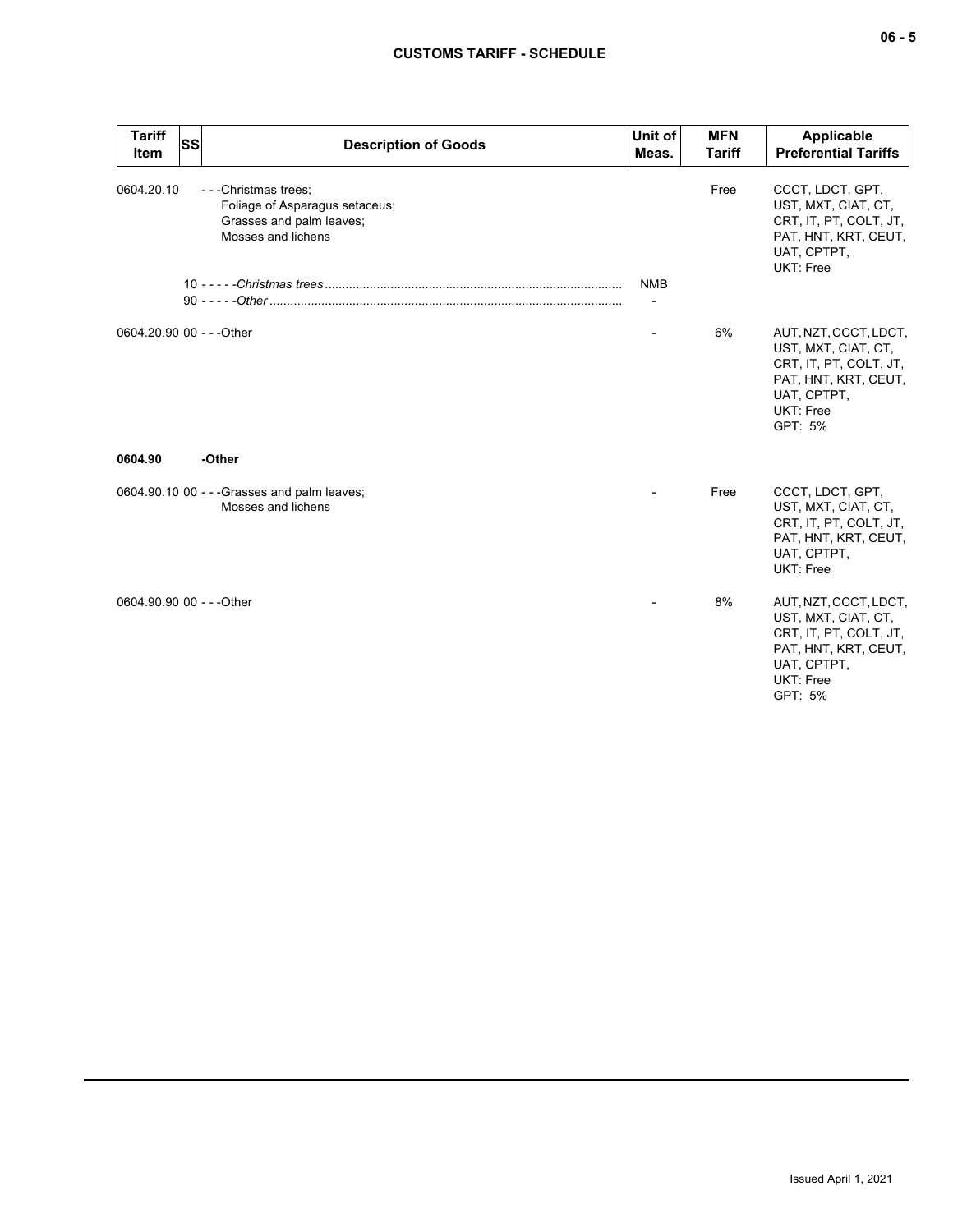| Tariff Item | SS | Description of Goods | Unit of Meas. | MFN Tariff | Applicable Preferential Tariffs |
|---|---|---|---|---|---|
| 0604.20.10 | | ---Christmas trees; Foliage of Asparagus setaceus; Grasses and palm leaves; Mosses and lichens | | Free | CCCT, LDCT, GPT, UST, MXT, CIAT, CT, CRT, IT, PT, COLT, JT, PAT, HNT, KRT, CEUT, UAT, CPTPT, UKT: Free |
| | 10 | -----*Christmas trees* | NMB | | |
| | 90 | -----*Other* | - | | |
| 0604.20.90 | 00 | ---Other | - | 6% | AUT, NZT, CCCT, LDCT, UST, MXT, CIAT, CT, CRT, IT, PT, COLT, JT, PAT, HNT, KRT, CEUT, UAT, CPTPT, UKT: Free GPT: 5% |
| **0604.90** | | **-Other** | | | |
| 0604.90.10 | 00 | ---Grasses and palm leaves; Mosses and lichens | - | Free | CCCT, LDCT, GPT, UST, MXT, CIAT, CT, CRT, IT, PT, COLT, JT, PAT, HNT, KRT, CEUT, UAT, CPTPT, UKT: Free |
| 0604.90.90 | 00 | ---Other | - | 8% | AUT, NZT, CCCT, LDCT, UST, MXT, CIAT, CT, CRT, IT, PT, COLT, JT, PAT, HNT, KRT, CEUT, UAT, CPTPT, UKT: Free GPT: 5% |